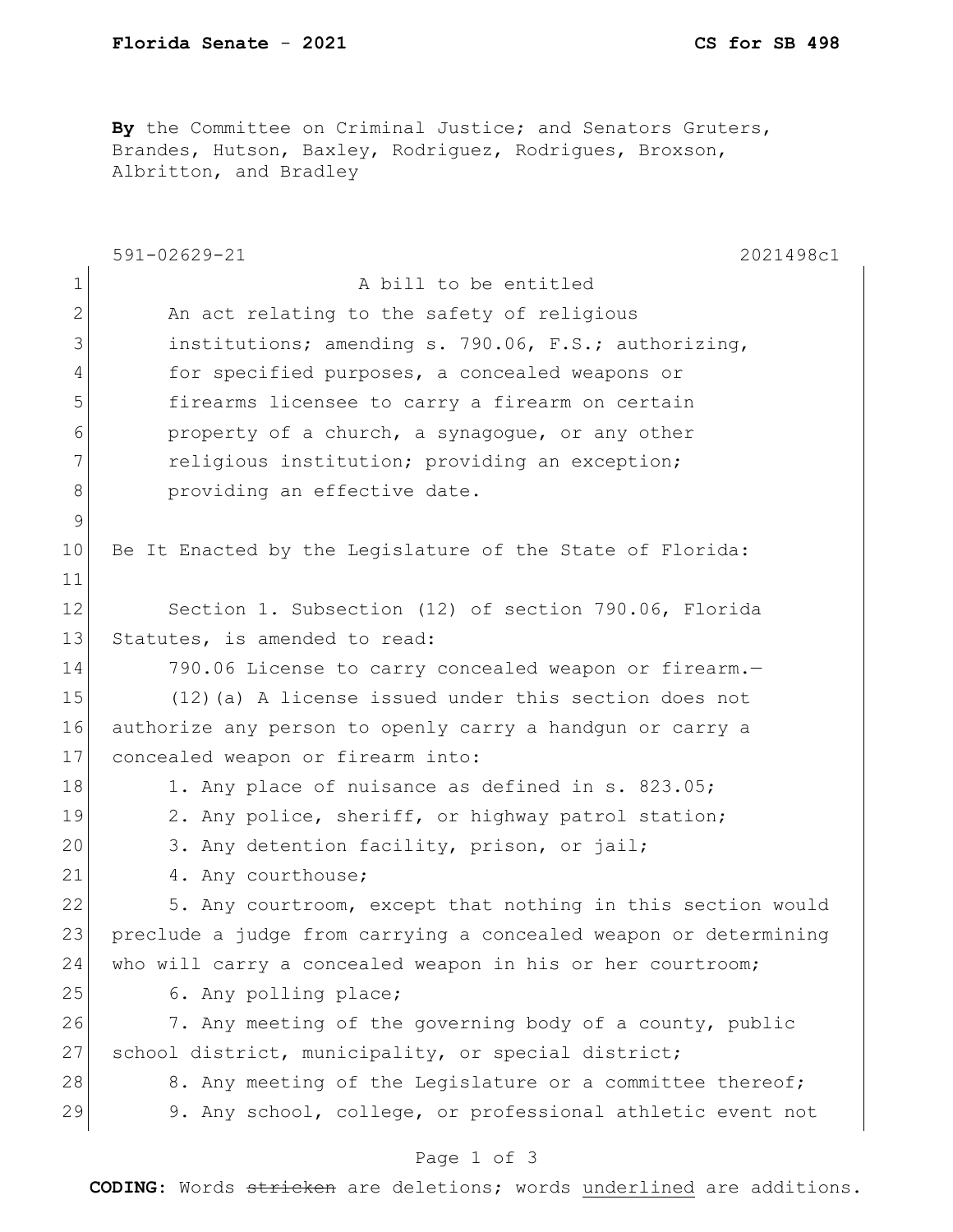**By** the Committee on Criminal Justice; and Senators Gruters, Brandes, Hutson, Baxley, Rodriguez, Rodrigues, Broxson, Albritton, and Bradley

591-02629-21 2021498c1

A bill to be entitled

An act relating to the safety of religious institutions; amending s. 790.06, F.S.; authorizing, for specified purposes, a concealed weapons or firearms licensee to carry a firearm on certain property of a church, a synagogue, or any other religious institution; providing an exception; providing an effective date.

Be It Enacted by the Legislature of the State of Florida:

Section 1. Subsection (12) of section 790.06, Florida Statutes, is amended to read:

790.06 License to carry concealed weapon or firearm.—

(12)(a) A license issued under this section does not authorize any person to openly carry a handgun or carry a concealed weapon or firearm into:

1. Any place of nuisance as defined in s. 823.05;
2. Any police, sheriff, or highway patrol station;
3. Any detention facility, prison, or jail;
4. Any courthouse;
5. Any courtroom, except that nothing in this section would preclude a judge from carrying a concealed weapon or determining who will carry a concealed weapon in his or her courtroom;
6. Any polling place;
7. Any meeting of the governing body of a county, public school district, municipality, or special district;
8. Any meeting of the Legislature or a committee thereof;
9. Any school, college, or professional athletic event not

**CODING:** Words ~~stricken~~ are deletions; words <u>underlined</u> are additions.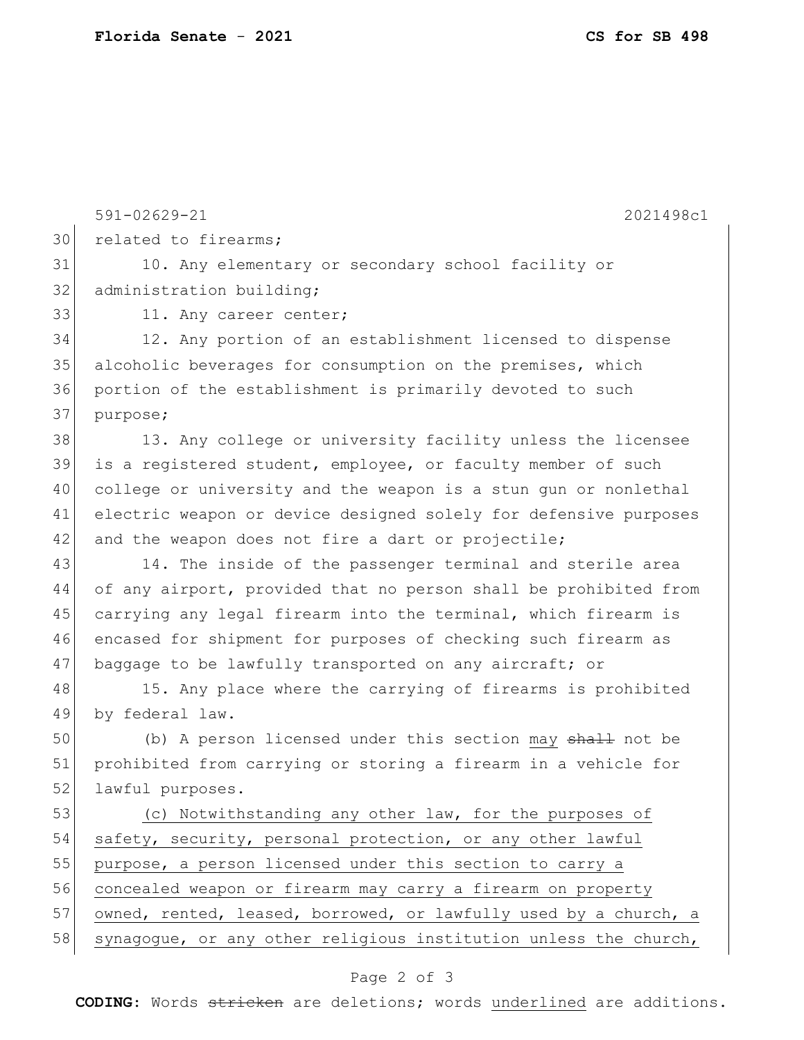related to firearms;

10. Any elementary or secondary school facility or administration building;

11. Any career center;

12. Any portion of an establishment licensed to dispense alcoholic beverages for consumption on the premises, which portion of the establishment is primarily devoted to such purpose;

13. Any college or university facility unless the licensee is a registered student, employee, or faculty member of such college or university and the weapon is a stun gun or nonlethal electric weapon or device designed solely for defensive purposes and the weapon does not fire a dart or projectile;

14. The inside of the passenger terminal and sterile area of any airport, provided that no person shall be prohibited from carrying any legal firearm into the terminal, which firearm is encased for shipment for purposes of checking such firearm as baggage to be lawfully transported on any aircraft; or

15. Any place where the carrying of firearms is prohibited by federal law.

(b) A person licensed under this section <u>may</u> ~~shall~~ not be prohibited from carrying or storing a firearm in a vehicle for lawful purposes.

<u>(c) Notwithstanding any other law, for the purposes of safety, security, personal protection, or any other lawful purpose, a person licensed under this section to carry a concealed weapon or firearm may carry a firearm on property owned, rented, leased, borrowed, or lawfully used by a church, a synagogue, or any other religious institution unless the church,</u>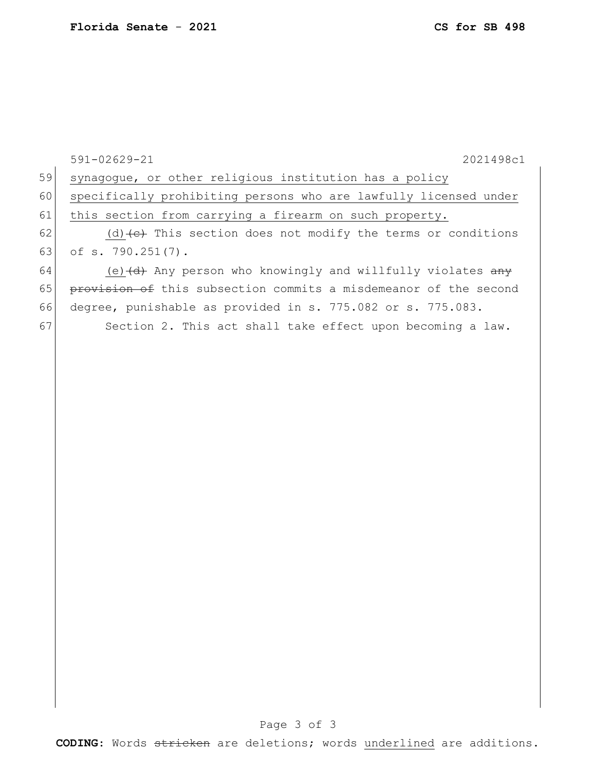591-02629-21 2021498c1

59 synagogue, or other religious institution has a policy
60 specifically prohibiting persons who are lawfully licensed under
61 this section from carrying a firearm on such property.

62 (d)~~(c)~~ This section does not modify the terms or conditions
63 of s. 790.251(7).

64 (e)~~(d)~~ Any person who knowingly and willfully violates ~~any~~
65 ~~provision of~~ this subsection commits a misdemeanor of the second
66 degree, punishable as provided in s. 775.082 or s. 775.083.

67 Section 2. This act shall take effect upon becoming a law.

**CODING:** Words ~~stricken~~ are deletions; words <u>underlined</u> are additions.